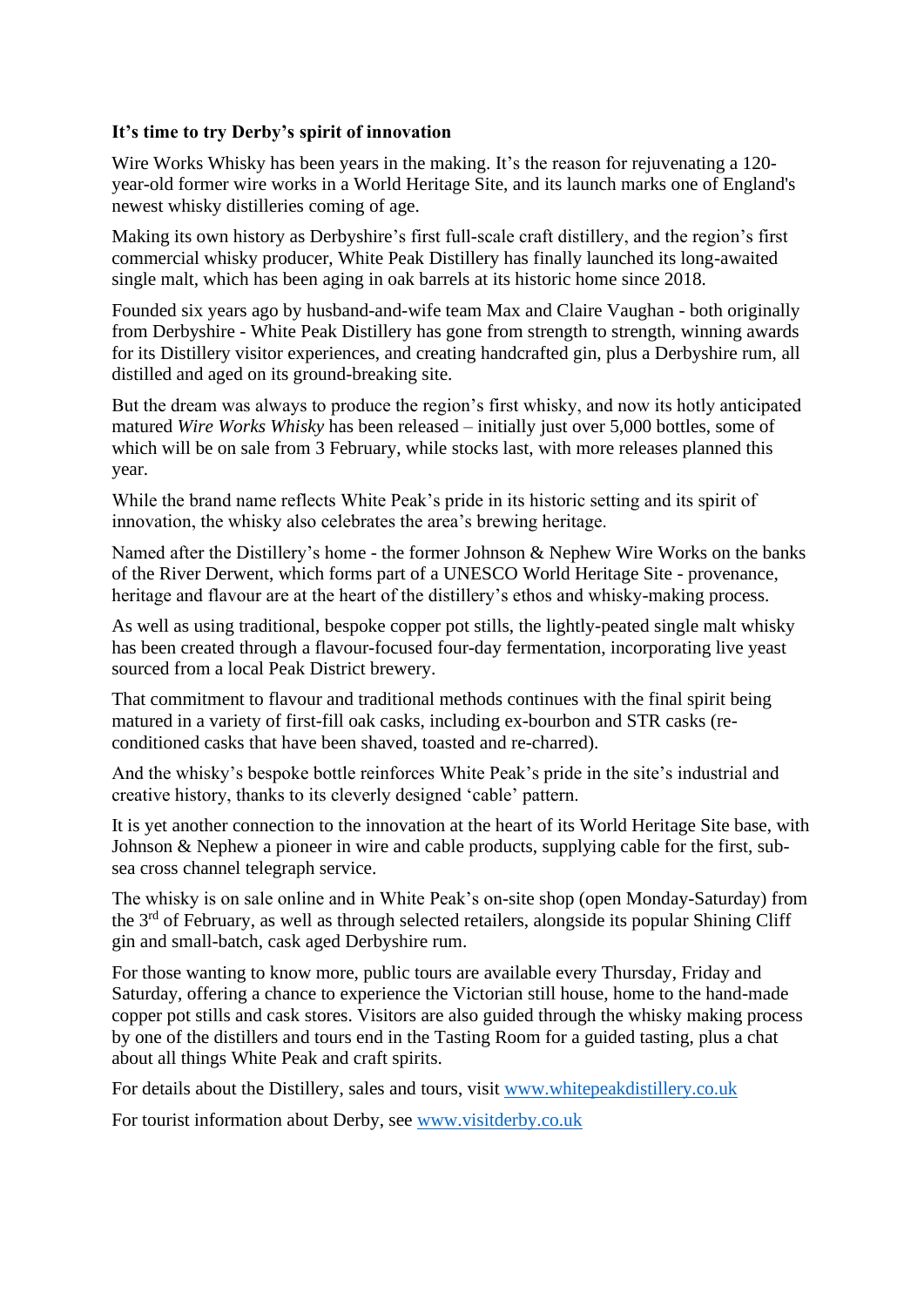**It's time to try Derby's spirit of innovation**

Wire Works Whisky has been years in the making. It's the reason for rejuvenating a 120-year-old former wire works in a World Heritage Site, and its launch marks one of England's newest whisky distilleries coming of age.

Making its own history as Derbyshire's first full-scale craft distillery, and the region's first commercial whisky producer, White Peak Distillery has finally launched its long-awaited single malt, which has been aging in oak barrels at its historic home since 2018.

Founded six years ago by husband-and-wife team Max and Claire Vaughan - both originally from Derbyshire - White Peak Distillery has gone from strength to strength, winning awards for its Distillery visitor experiences, and creating handcrafted gin, plus a Derbyshire rum, all distilled and aged on its ground-breaking site.

But the dream was always to produce the region's first whisky, and now its hotly anticipated matured *Wire Works Whisky* has been released – initially just over 5,000 bottles, some of which will be on sale from 3 February, while stocks last, with more releases planned this year.

While the brand name reflects White Peak's pride in its historic setting and its spirit of innovation, the whisky also celebrates the area's brewing heritage.

Named after the Distillery's home - the former Johnson & Nephew Wire Works on the banks of the River Derwent, which forms part of a UNESCO World Heritage Site - provenance, heritage and flavour are at the heart of the distillery's ethos and whisky-making process.

As well as using traditional, bespoke copper pot stills, the lightly-peated single malt whisky has been created through a flavour-focused four-day fermentation, incorporating live yeast sourced from a local Peak District brewery.

That commitment to flavour and traditional methods continues with the final spirit being matured in a variety of first-fill oak casks, including ex-bourbon and STR casks (re-conditioned casks that have been shaved, toasted and re-charred).

And the whisky's bespoke bottle reinforces White Peak's pride in the site's industrial and creative history, thanks to its cleverly designed 'cable' pattern.

It is yet another connection to the innovation at the heart of its World Heritage Site base, with Johnson & Nephew a pioneer in wire and cable products, supplying cable for the first, sub-sea cross channel telegraph service.

The whisky is on sale online and in White Peak's on-site shop (open Monday-Saturday) from the 3rd of February, as well as through selected retailers, alongside its popular Shining Cliff gin and small-batch, cask aged Derbyshire rum.

For those wanting to know more, public tours are available every Thursday, Friday and Saturday, offering a chance to experience the Victorian still house, home to the hand-made copper pot stills and cask stores. Visitors are also guided through the whisky making process by one of the distillers and tours end in the Tasting Room for a guided tasting, plus a chat about all things White Peak and craft spirits.

For details about the Distillery, sales and tours, visit [www.whitepeakdistillery.co.uk](http://www.whitepeakdistillery.co.uk)

For tourist information about Derby, see [www.visitderby.co.uk](http://www.visitderby.co.uk)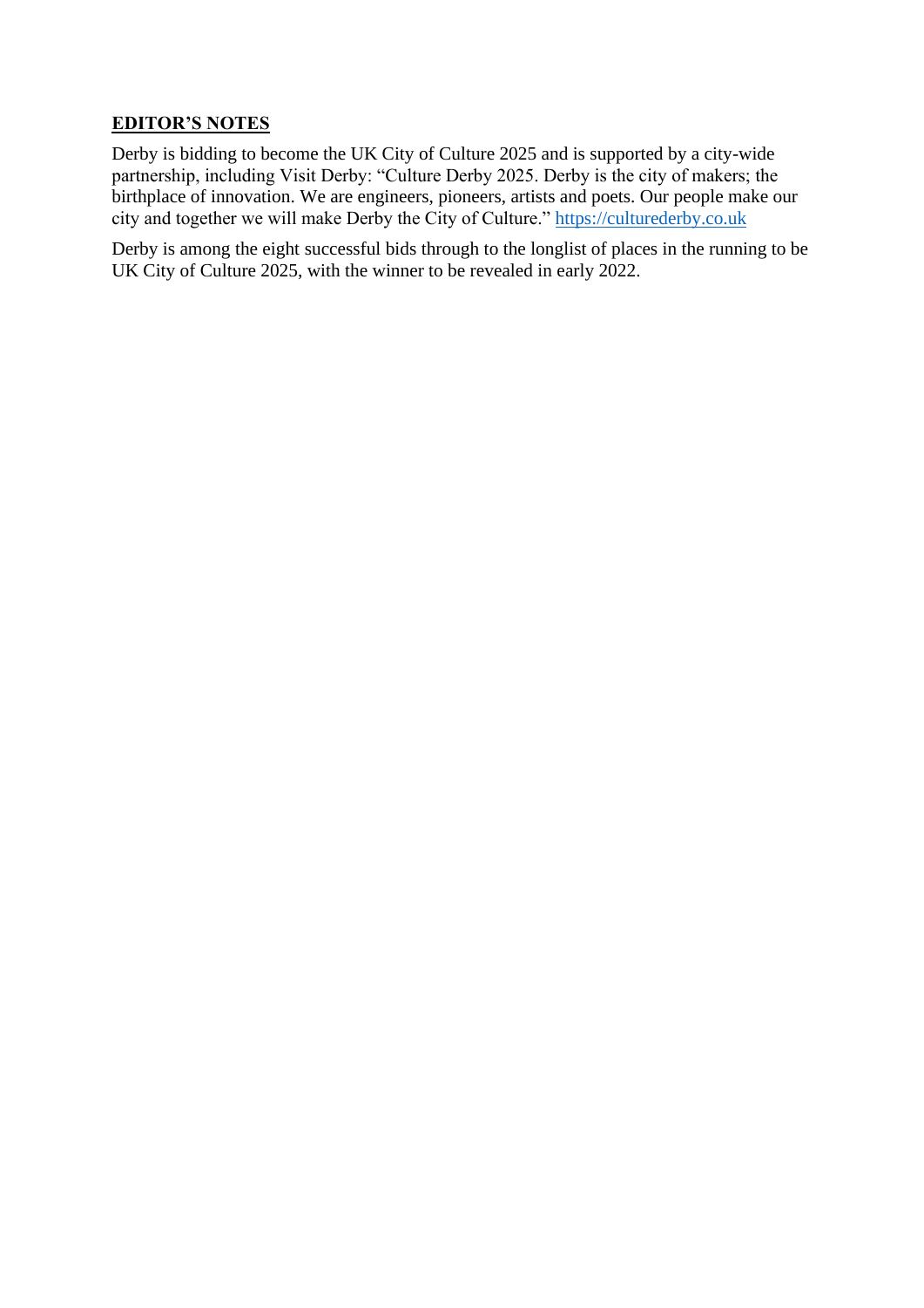**EDITOR'S NOTES**

Derby is bidding to become the UK City of Culture 2025 and is supported by a city-wide partnership, including Visit Derby: "Culture Derby 2025. Derby is the city of makers; the birthplace of innovation. We are engineers, pioneers, artists and poets. Our people make our city and together we will make Derby the City of Culture." [https://culturederby.co.uk](https://culturederby.co.uk)

Derby is among the eight successful bids through to the longlist of places in the running to be UK City of Culture 2025, with the winner to be revealed in early 2022.